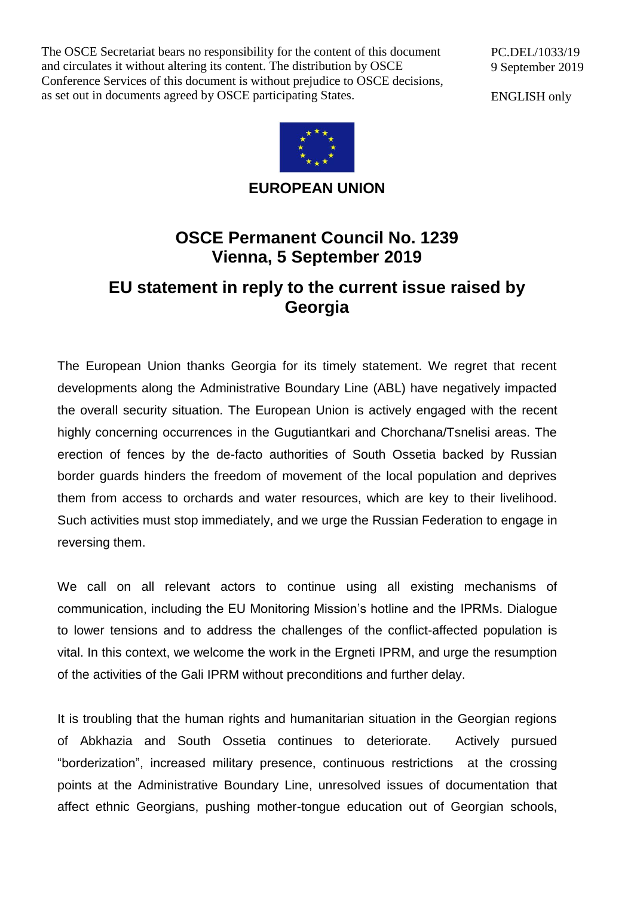The OSCE Secretariat bears no responsibility for the content of this document and circulates it without altering its content. The distribution by OSCE Conference Services of this document is without prejudice to OSCE decisions, as set out in documents agreed by OSCE participating States.

PC.DEL/1033/19
9 September 2019

ENGLISH only

**EUROPEAN UNION**

# OSCE Permanent Council No. 1239
# Vienna, 5 September 2019

## EU statement in reply to the current issue raised by Georgia

The European Union thanks Georgia for its timely statement. We regret that recent developments along the Administrative Boundary Line (ABL) have negatively impacted the overall security situation. The European Union is actively engaged with the recent highly concerning occurrences in the Gugutiantkari and Chorchana/Tsnelisi areas. The erection of fences by the de-facto authorities of South Ossetia backed by Russian border guards hinders the freedom of movement of the local population and deprives them from access to orchards and water resources, which are key to their livelihood. Such activities must stop immediately, and we urge the Russian Federation to engage in reversing them.

We call on all relevant actors to continue using all existing mechanisms of communication, including the EU Monitoring Mission's hotline and the IPRMs. Dialogue to lower tensions and to address the challenges of the conflict-affected population is vital. In this context, we welcome the work in the Ergneti IPRM, and urge the resumption of the activities of the Gali IPRM without preconditions and further delay.

It is troubling that the human rights and humanitarian situation in the Georgian regions of Abkhazia and South Ossetia continues to deteriorate. Actively pursued "borderization", increased military presence, continuous restrictions at the crossing points at the Administrative Boundary Line, unresolved issues of documentation that affect ethnic Georgians, pushing mother-tongue education out of Georgian schools,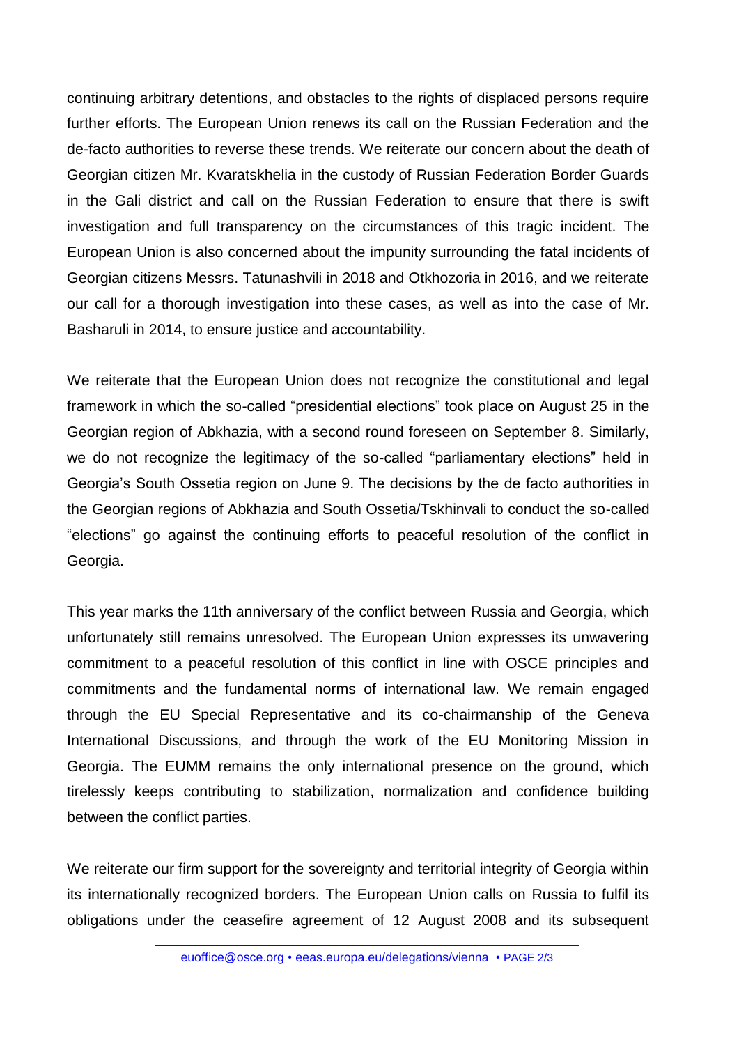continuing arbitrary detentions, and obstacles to the rights of displaced persons require further efforts. The European Union renews its call on the Russian Federation and the de-facto authorities to reverse these trends. We reiterate our concern about the death of Georgian citizen Mr. Kvaratskhelia in the custody of Russian Federation Border Guards in the Gali district and call on the Russian Federation to ensure that there is swift investigation and full transparency on the circumstances of this tragic incident. The European Union is also concerned about the impunity surrounding the fatal incidents of Georgian citizens Messrs. Tatunashvili in 2018 and Otkhozoria in 2016, and we reiterate our call for a thorough investigation into these cases, as well as into the case of Mr. Basharuli in 2014, to ensure justice and accountability.

We reiterate that the European Union does not recognize the constitutional and legal framework in which the so-called "presidential elections" took place on August 25 in the Georgian region of Abkhazia, with a second round foreseen on September 8. Similarly, we do not recognize the legitimacy of the so-called "parliamentary elections" held in Georgia's South Ossetia region on June 9. The decisions by the de facto authorities in the Georgian regions of Abkhazia and South Ossetia/Tskhinvali to conduct the so-called "elections" go against the continuing efforts to peaceful resolution of the conflict in Georgia.

This year marks the 11th anniversary of the conflict between Russia and Georgia, which unfortunately still remains unresolved. The European Union expresses its unwavering commitment to a peaceful resolution of this conflict in line with OSCE principles and commitments and the fundamental norms of international law. We remain engaged through the EU Special Representative and its co-chairmanship of the Geneva International Discussions, and through the work of the EU Monitoring Mission in Georgia. The EUMM remains the only international presence on the ground, which tirelessly keeps contributing to stabilization, normalization and confidence building between the conflict parties.

We reiterate our firm support for the sovereignty and territorial integrity of Georgia within its internationally recognized borders. The European Union calls on Russia to fulfil its obligations under the ceasefire agreement of 12 August 2008 and its subsequent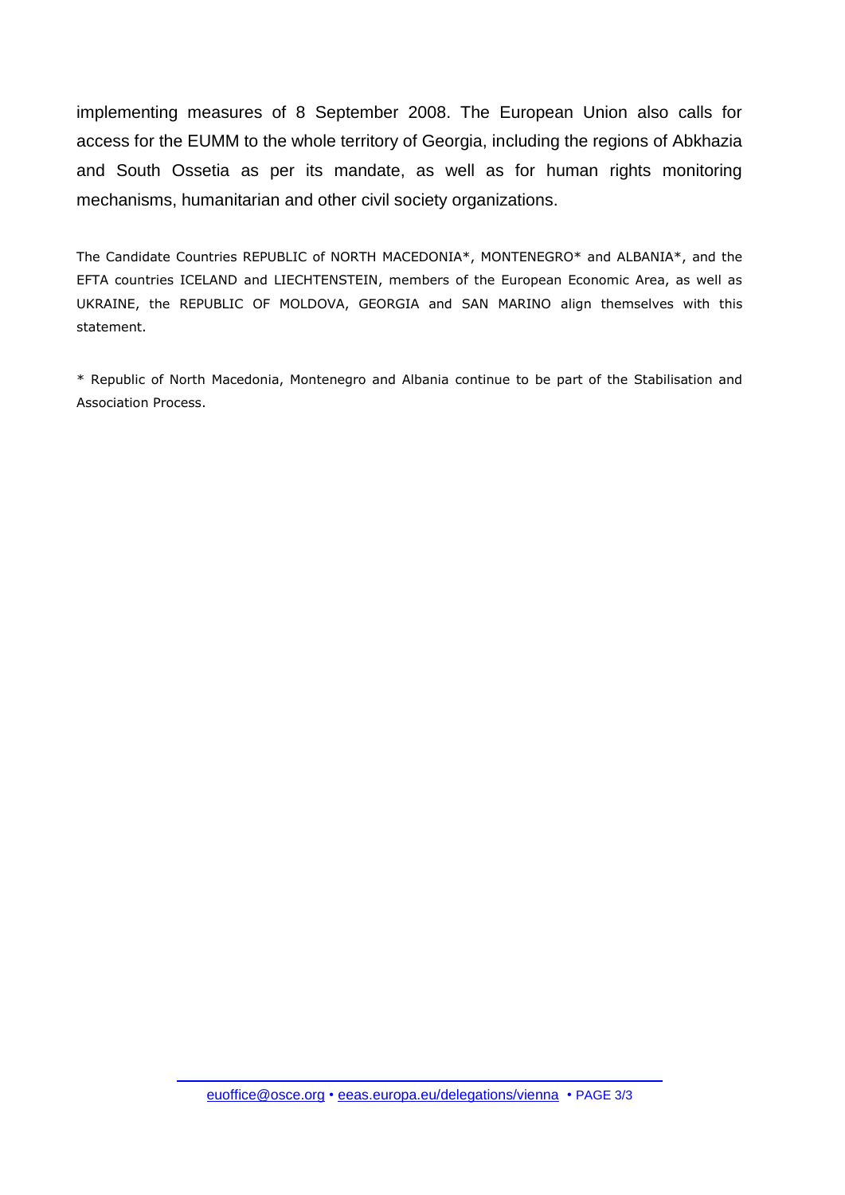implementing measures of 8 September 2008. The European Union also calls for access for the EUMM to the whole territory of Georgia, including the regions of Abkhazia and South Ossetia as per its mandate, as well as for human rights monitoring mechanisms, humanitarian and other civil society organizations.

The Candidate Countries REPUBLIC of NORTH MACEDONIA*, MONTENEGRO* and ALBANIA*, and the EFTA countries ICELAND and LIECHTENSTEIN, members of the European Economic Area, as well as UKRAINE, the REPUBLIC OF MOLDOVA, GEORGIA and SAN MARINO align themselves with this statement.

* Republic of North Macedonia, Montenegro and Albania continue to be part of the Stabilisation and Association Process.